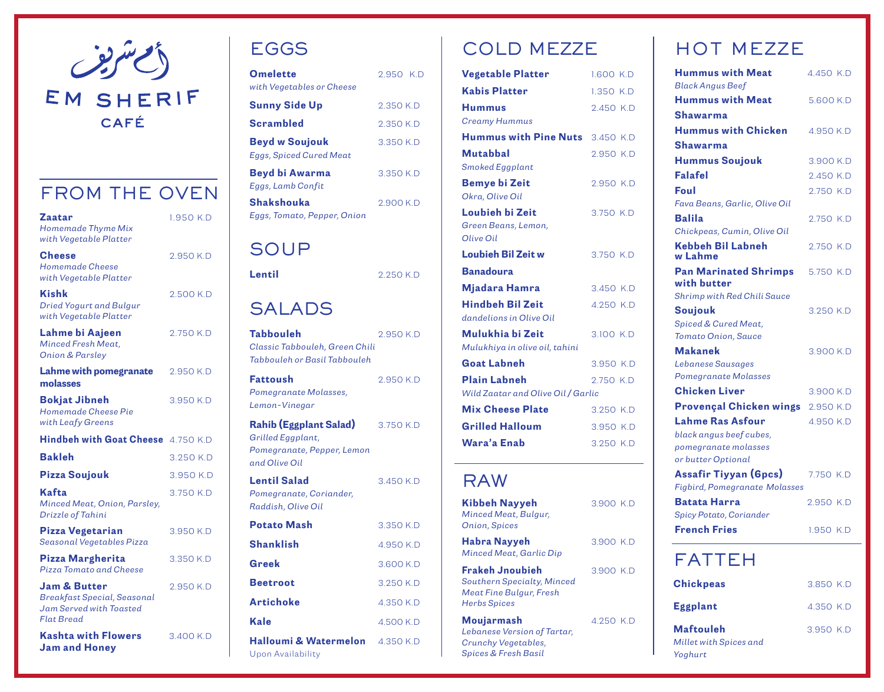أم شريف

# EM SHERIF CAFÉ

## FROM THE OVEN

**Zaatar** 1.950 K.D
*Homemade Thyme Mix with Vegetable Platter*

**Cheese** 2.950 K.D
*Homemade Cheese with Vegetable Platter*

**Kishk** 2.500 K.D
*Dried Yogurt and Bulgur with Vegetable Platter*

**Lahme bi Aajeen** 2.750 K.D
*Minced Fresh Meat, Onion & Parsley*

**Lahme with pomegranate molasses** 2.950 K.D

**Bokjat Jibneh** 3.950 K.D
*Homemade Cheese Pie with Leafy Greens*

**Hindbeh with Goat Cheese** 4.750 K.D

**Bakleh** 3.250 K.D

**Pizza Soujouk** 3.950 K.D

**Kafta** 3.750 K.D
*Minced Meat, Onion, Parsley, Drizzle of Tahini*

**Pizza Vegetarian** 3.950 K.D
*Seasonal Vegetables Pizza*

**Pizza Margherita** 3.350 K.D
*Pizza Tomato and Cheese*

**Jam & Butter** 2.950 K.D
*Breakfast Special, Seasonal Jam Served with Toasted Flat Bread*

**Kashta with Flowers Jam and Honey** 3.400 K.D

## EGGS

**Omelette** 2.950 K.D
*with Vegetables or Cheese*

**Sunny Side Up** 2.350 K.D

**Scrambled** 2.350 K.D

**Beyd w Soujouk** 3.350 K.D
*Eggs, Spiced Cured Meat*

**Beyd bi Awarma** 3.350 K.D
*Eggs, Lamb Confit*

**Shakshouka** 2.900 K.D
*Eggs, Tomato, Pepper, Onion*

## SOUP

**Lentil** 2.250 K.D

## SALADS

**Tabbouleh** 2.950 K.D
*Classic Tabbouleh, Green Chili Tabbouleh or Basil Tabbouleh*

**Fattoush** 2.950 K.D
*Pomegranate Molasses, Lemon-Vinegar*

**Rahib (Eggplant Salad)** 3.750 K.D
*Grilled Eggplant, Pomegranate, Pepper, Lemon and Olive Oil*

**Lentil Salad** 3.450 K.D
*Pomegranate, Coriander, Raddish, Olive Oil*

**Potato Mash** 3.350 K.D

**Shanklish** 4.950 K.D

**Greek** 3.600 K.D

**Beetroot** 3.250 K.D

**Artichoke** 4.350 K.D

**Kale** 4.500 K.D

**Halloumi & Watermelon** 4.350 K.D
Upon Availability

## COLD MEZZE

**Vegetable Platter** 1.600 K.D

**Kabis Platter** 1.350 K.D

**Hummus** 2.450 K.D
*Creamy Hummus*

**Hummus with Pine Nuts** 3.450 K.D

**Mutabbal** 2.950 K.D
*Smoked Eggplant*

**Bemye bi Zeit** 2.950 K.D
*Okra, Olive Oil*

**Loubieh bi Zeit** 3.750 K.D
*Green Beans, Lemon, Olive Oil*

**Loubieh Bil Zeit w Banadoura** 3.750 K.D

**Mjadara Hamra** 3.450 K.D

**Hindbeh Bil Zeit** 4.250 K.D
*dandelions in Olive Oil*

**Mulukhia bi Zeit** 3.100 K.D
*Mulukhiya in olive oil, tahini*

**Goat Labneh** 3.950 K.D

**Plain Labneh** 2.750 K.D
*Wild Zaatar and Olive Oil / Garlic*

**Mix Cheese Plate** 3.250 K.D

**Grilled Halloum** 3.950 K.D

**Wara'a Enab** 3.250 K.D

## RAW

**Kibbeh Nayyeh** 3.900 K.D
*Minced Meat, Bulgur, Onion, Spices*

**Habra Nayyeh** 3.900 K.D
*Minced Meat, Garlic Dip*

**Frakeh Jnoubieh** 3.900 K.D
*Southern Specialty, Minced Meat Fine Bulgur, Fresh Herbs Spices*

**Moujarmash** 4.250 K.D
*Lebanese Version of Tartar, Crunchy Vegetables, Spices & Fresh Basil*

## HOT MEZZE

**Hummus with Meat** 4.450 K.D
*Black Angus Beef*

**Hummus with Meat Shawarma** 5.600 K.D

**Hummus with Chicken Shawarma** 4.950 K.D

**Hummus Soujouk** 3.900 K.D

**Falafel** 2.450 K.D

**Foul** 2.750 K.D
*Fava Beans, Garlic, Olive Oil*

**Balila** 2.750 K.D
*Chickpeas, Cumin, Olive Oil*

**Kebbeh Bil Labneh w Lahme** 2.750 K.D

**Pan Marinated Shrimps with butter** 5.750 K.D
*Shrimp with Red Chili Sauce*

**Soujouk** 3.250 K.D
*Spiced & Cured Meat, Tomato Onion, Sauce*

**Makanek** 3.900 K.D
*Lebanese Sausages Pomegranate Molasses*

**Chicken Liver** 3.900 K.D

**Provençal Chicken wings** 2.950 K.D

**Lahme Ras Asfour** 4.950 K.D
*black angus beef cubes, pomegranate molasses or butter Optional*

**Assafir Tiyyan (6pcs)** 7.750 K.D
*Figbird, Pomegranate Molasses*

**Batata Harra** 2.950 K.D
*Spicy Potato, Coriander*

**French Fries** 1.950 K.D

## FATTEH

**Chickpeas** 3.850 K.D

**Eggplant** 4.350 K.D

**Maftouleh** 3.950 K.D
*Millet with Spices and Yoghurt*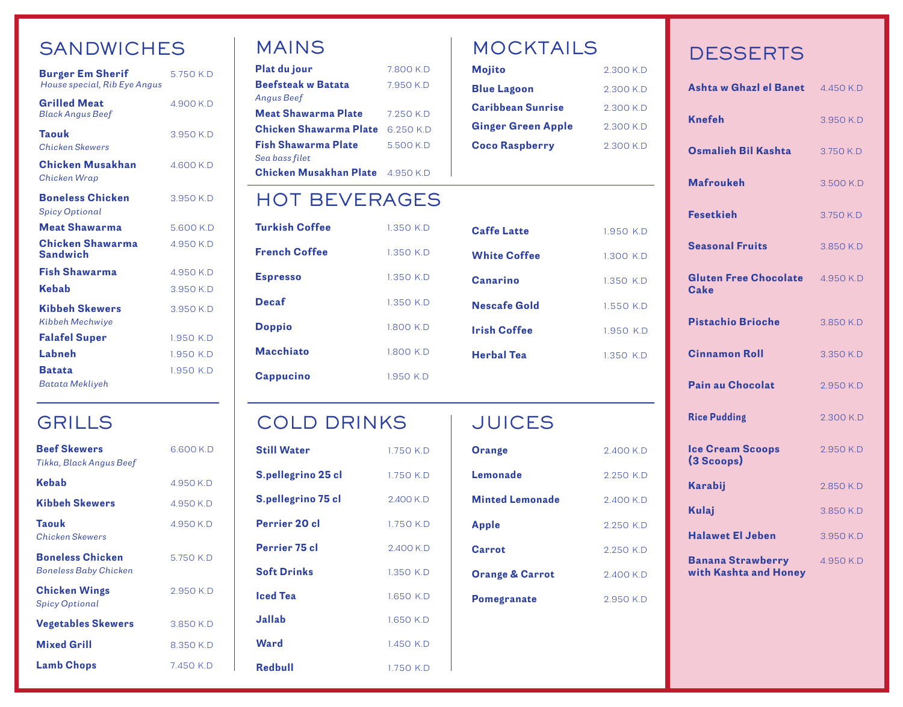## SANDWICHES

| | |
|---|---|
| **Burger Em Sherif** *House special, Rib Eye Angus* | 5.750 K.D |
| **Grilled Meat** *Black Angus Beef* | 4.900 K.D |
| **Taouk** *Chicken Skewers* | 3.950 K.D |
| **Chicken Musakhan** *Chicken Wrap* | 4.600 K.D |
| **Boneless Chicken** *Spicy Optional* | 3.950 K.D |
| **Meat Shawarma** | 5.600 K.D |
| **Chicken Shawarma Sandwich** | 4.950 K.D |
| **Fish Shawarma** | 4.950 K.D |
| **Kebab** | 3.950 K.D |
| **Kibbeh Skewers** *Kibbeh Mechwiye* | 3.950 K.D |
| **Falafel Super** | 1.950 K.D |
| **Labneh** | 1.950 K.D |
| **Batata** *Batata Mekliyeh* | 1.950 K.D |

## GRILLS

| | |
|---|---|
| **Beef Skewers** *Tikka, Black Angus Beef* | 6.600 K.D |
| **Kebab** | 4.950 K.D |
| **Kibbeh Skewers** | 4.950 K.D |
| **Taouk** *Chicken Skewers* | 4.950 K.D |
| **Boneless Chicken** *Boneless Baby Chicken* | 5.750 K.D |
| **Chicken Wings** *Spicy Optional* | 2.950 K.D |
| **Vegetables Skewers** | 3.850 K.D |
| **Mixed Grill** | 8.350 K.D |
| **Lamb Chops** | 7.450 K.D |

## MAINS

| | |
|---|---|
| **Plat du jour** | 7.800 K.D |
| **Beefsteak w Batata** *Angus Beef* | 7.950 K.D |
| **Meat Shawarma Plate** | 7.250 K.D |
| **Chicken Shawarma Plate** | 6.250 K.D |
| **Fish Shawarma Plate** *Sea bass filet* | 5.500 K.D |
| **Chicken Musakhan Plate** | 4.950 K.D |

## MOCKTAILS

| | |
|---|---|
| **Mojito** | 2.300 K.D |
| **Blue Lagoon** | 2.300 K.D |
| **Caribbean Sunrise** | 2.300 K.D |
| **Ginger Green Apple** | 2.300 K.D |
| **Coco Raspberry** | 2.300 K.D |

## HOT BEVERAGES

| | |
|---|---|
| **Turkish Coffee** | 1.350 K.D |
| **French Coffee** | 1.350 K.D |
| **Espresso** | 1.350 K.D |
| **Decaf** | 1.350 K.D |
| **Doppio** | 1.800 K.D |
| **Macchiato** | 1.800 K.D |
| **Cappucino** | 1.950 K.D |
| **Caffe Latte** | 1.950 K.D |
| **White Coffee** | 1.300 K.D |
| **Canarino** | 1.350 K.D |
| **Nescafe Gold** | 1.550 K.D |
| **Irish Coffee** | 1.950 K.D |
| **Herbal Tea** | 1.350 K.D |

## COLD DRINKS

| | |
|---|---|
| **Still Water** | 1.750 K.D |
| **S.pellegrino 25 cl** | 1.750 K.D |
| **S.pellegrino 75 cl** | 2.400 K.D |
| **Perrier 20 cl** | 1.750 K.D |
| **Perrier 75 cl** | 2.400 K.D |
| **Soft Drinks** | 1.350 K.D |
| **Iced Tea** | 1.650 K.D |
| **Jallab** | 1.650 K.D |
| **Ward** | 1.450 K.D |
| **Redbull** | 1.750 K.D |

## JUICES

| | |
|---|---|
| **Orange** | 2.400 K.D |
| **Lemonade** | 2.250 K.D |
| **Minted Lemonade** | 2.400 K.D |
| **Apple** | 2.250 K.D |
| **Carrot** | 2.250 K.D |
| **Orange & Carrot** | 2.400 K.D |
| **Pomegranate** | 2.950 K.D |

## DESSERTS

| | |
|---|---|
| **Ashta w Ghazl el Banet** | 4.450 K.D |
| **Knefeh** | 3.950 K.D |
| **Osmalieh Bil Kashta** | 3.750 K.D |
| **Mafroukeh** | 3.500 K.D |
| **Fesetkieh** | 3.750 K.D |
| **Seasonal Fruits** | 3.850 K.D |
| **Gluten Free Chocolate Cake** | 4.950 K.D |
| **Pistachio Brioche** | 3.850 K.D |
| **Cinnamon Roll** | 3.350 K.D |
| **Pain au Chocolat** | 2.950 K.D |
| **Rice Pudding** | 2.300 K.D |
| **Ice Cream Scoops (3 Scoops)** | 2.950 K.D |
| **Karabij** | 2.850 K.D |
| **Kulaj** | 3.850 K.D |
| **Halawet El Jeben** | 3.950 K.D |
| **Banana Strawberry with Kashta and Honey** | 4.950 K.D |